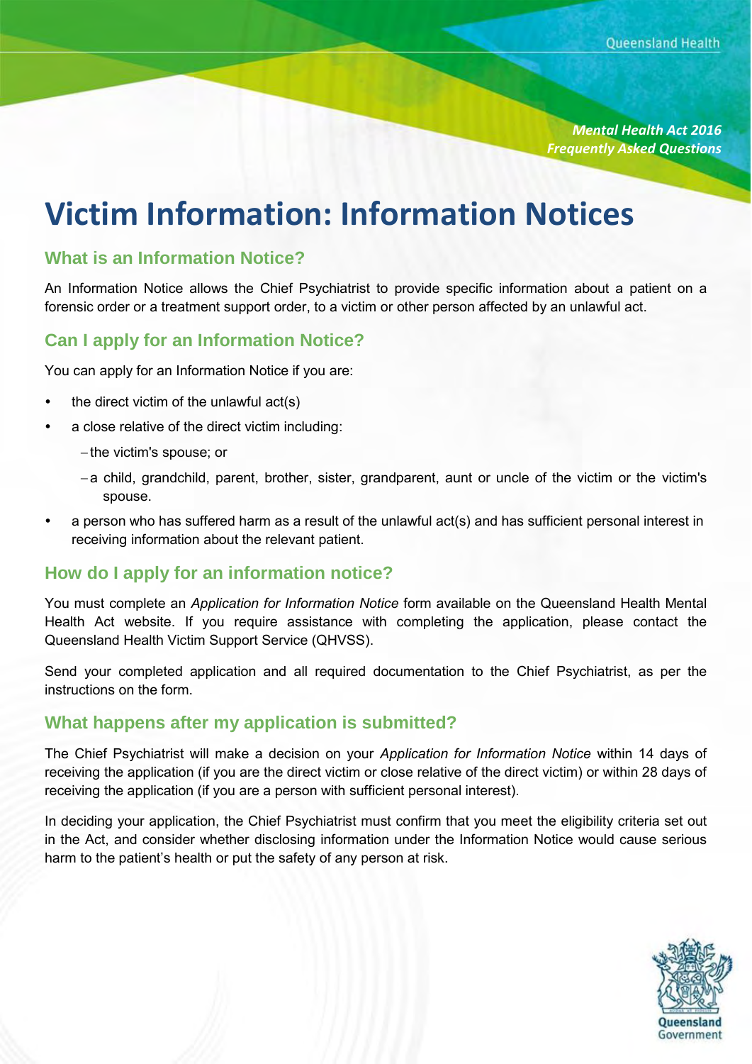*Mental Health Act 2016*
*Frequently Asked Questions*

# Victim Information: Information Notices

## What is an Information Notice?

An Information Notice allows the Chief Psychiatrist to provide specific information about a patient on a forensic order or a treatment support order, to a victim or other person affected by an unlawful act.

## Can I apply for an Information Notice?

You can apply for an Information Notice if you are:

- the direct victim of the unlawful act(s)
- a close relative of the direct victim including:
  - the victim's spouse; or
  - a child, grandchild, parent, brother, sister, grandparent, aunt or uncle of the victim or the victim's spouse.
- a person who has suffered harm as a result of the unlawful act(s) and has sufficient personal interest in receiving information about the relevant patient.

## How do I apply for an information notice?

You must complete an *Application for Information Notice* form available on the Queensland Health Mental Health Act website. If you require assistance with completing the application, please contact the Queensland Health Victim Support Service (QHVSS).

Send your completed application and all required documentation to the Chief Psychiatrist, as per the instructions on the form.

## What happens after my application is submitted?

The Chief Psychiatrist will make a decision on your *Application for Information Notice* within 14 days of receiving the application (if you are the direct victim or close relative of the direct victim) or within 28 days of receiving the application (if you are a person with sufficient personal interest).

In deciding your application, the Chief Psychiatrist must confirm that you meet the eligibility criteria set out in the Act, and consider whether disclosing information under the Information Notice would cause serious harm to the patient's health or put the safety of any person at risk.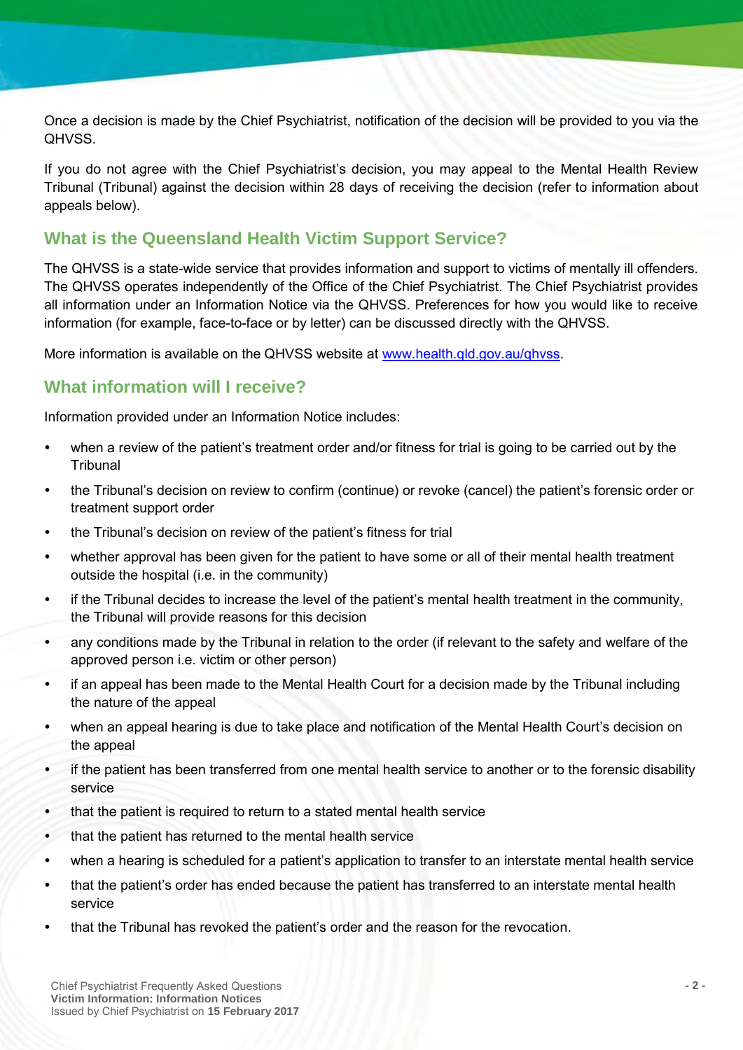Once a decision is made by the Chief Psychiatrist, notification of the decision will be provided to you via the QHVSS.

If you do not agree with the Chief Psychiatrist's decision, you may appeal to the Mental Health Review Tribunal (Tribunal) against the decision within 28 days of receiving the decision (refer to information about appeals below).

## What is the Queensland Health Victim Support Service?

The QHVSS is a state-wide service that provides information and support to victims of mentally ill offenders. The QHVSS operates independently of the Office of the Chief Psychiatrist. The Chief Psychiatrist provides all information under an Information Notice via the QHVSS. Preferences for how you would like to receive information (for example, face-to-face or by letter) can be discussed directly with the QHVSS.

More information is available on the QHVSS website at [www.health.qld.gov.au/qhvss](www.health.qld.gov.au/qhvss).

## What information will I receive?

Information provided under an Information Notice includes:

- when a review of the patient's treatment order and/or fitness for trial is going to be carried out by the Tribunal
- the Tribunal's decision on review to confirm (continue) or revoke (cancel) the patient's forensic order or treatment support order
- the Tribunal's decision on review of the patient's fitness for trial
- whether approval has been given for the patient to have some or all of their mental health treatment outside the hospital (i.e. in the community)
- if the Tribunal decides to increase the level of the patient's mental health treatment in the community, the Tribunal will provide reasons for this decision
- any conditions made by the Tribunal in relation to the order (if relevant to the safety and welfare of the approved person i.e. victim or other person)
- if an appeal has been made to the Mental Health Court for a decision made by the Tribunal including the nature of the appeal
- when an appeal hearing is due to take place and notification of the Mental Health Court's decision on the appeal
- if the patient has been transferred from one mental health service to another or to the forensic disability service
- that the patient is required to return to a stated mental health service
- that the patient has returned to the mental health service
- when a hearing is scheduled for a patient's application to transfer to an interstate mental health service
- that the patient's order has ended because the patient has transferred to an interstate mental health service
- that the Tribunal has revoked the patient's order and the reason for the revocation.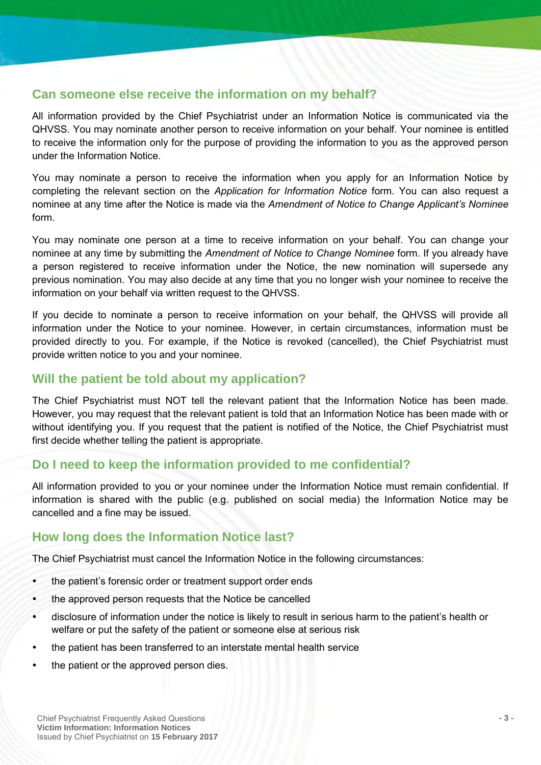## Can someone else receive the information on my behalf?

All information provided by the Chief Psychiatrist under an Information Notice is communicated via the QHVSS. You may nominate another person to receive information on your behalf. Your nominee is entitled to receive the information only for the purpose of providing the information to you as the approved person under the Information Notice.

You may nominate a person to receive the information when you apply for an Information Notice by completing the relevant section on the *Application for Information Notice* form. You can also request a nominee at any time after the Notice is made via the *Amendment of Notice to Change Applicant's Nominee* form.

You may nominate one person at a time to receive information on your behalf. You can change your nominee at any time by submitting the *Amendment of Notice to Change Nominee* form. If you already have a person registered to receive information under the Notice, the new nomination will supersede any previous nomination. You may also decide at any time that you no longer wish your nominee to receive the information on your behalf via written request to the QHVSS.

If you decide to nominate a person to receive information on your behalf, the QHVSS will provide all information under the Notice to your nominee. However, in certain circumstances, information must be provided directly to you. For example, if the Notice is revoked (cancelled), the Chief Psychiatrist must provide written notice to you and your nominee.

## Will the patient be told about my application?

The Chief Psychiatrist must NOT tell the relevant patient that the Information Notice has been made. However, you may request that the relevant patient is told that an Information Notice has been made with or without identifying you. If you request that the patient is notified of the Notice, the Chief Psychiatrist must first decide whether telling the patient is appropriate.

## Do I need to keep the information provided to me confidential?

All information provided to you or your nominee under the Information Notice must remain confidential. If information is shared with the public (e.g. published on social media) the Information Notice may be cancelled and a fine may be issued.

## How long does the Information Notice last?

The Chief Psychiatrist must cancel the Information Notice in the following circumstances:

- the patient's forensic order or treatment support order ends
- the approved person requests that the Notice be cancelled
- disclosure of information under the notice is likely to result in serious harm to the patient's health or welfare or put the safety of the patient or someone else at serious risk
- the patient has been transferred to an interstate mental health service
- the patient or the approved person dies.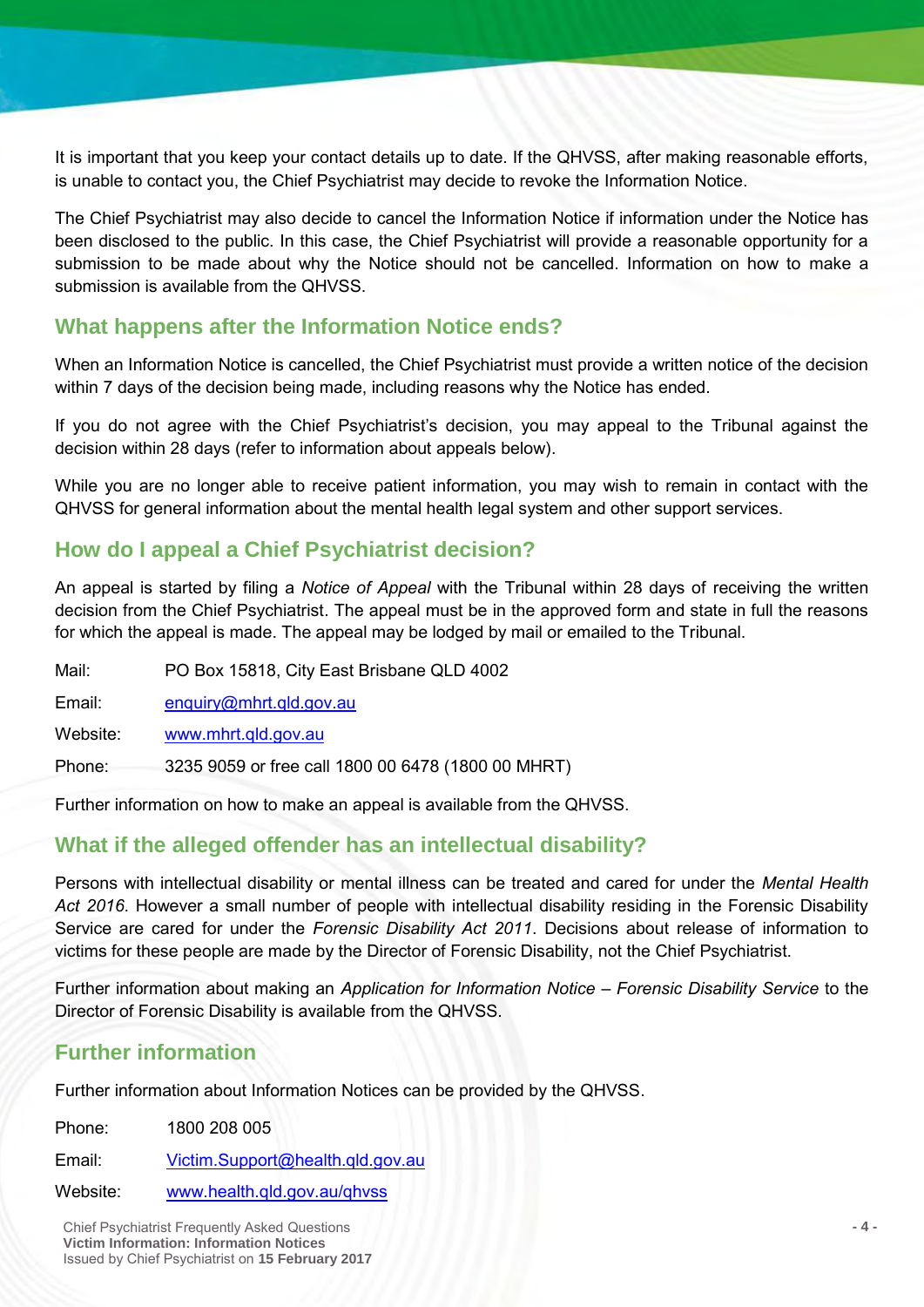It is important that you keep your contact details up to date. If the QHVSS, after making reasonable efforts, is unable to contact you, the Chief Psychiatrist may decide to revoke the Information Notice.

The Chief Psychiatrist may also decide to cancel the Information Notice if information under the Notice has been disclosed to the public. In this case, the Chief Psychiatrist will provide a reasonable opportunity for a submission to be made about why the Notice should not be cancelled. Information on how to make a submission is available from the QHVSS.

## What happens after the Information Notice ends?

When an Information Notice is cancelled, the Chief Psychiatrist must provide a written notice of the decision within 7 days of the decision being made, including reasons why the Notice has ended.

If you do not agree with the Chief Psychiatrist's decision, you may appeal to the Tribunal against the decision within 28 days (refer to information about appeals below).

While you are no longer able to receive patient information, you may wish to remain in contact with the QHVSS for general information about the mental health legal system and other support services.

## How do I appeal a Chief Psychiatrist decision?

An appeal is started by filing a *Notice of Appeal* with the Tribunal within 28 days of receiving the written decision from the Chief Psychiatrist. The appeal must be in the approved form and state in full the reasons for which the appeal is made. The appeal may be lodged by mail or emailed to the Tribunal.

Mail: PO Box 15818, City East Brisbane QLD 4002

Email: enquiry@mhrt.qld.gov.au

Website: www.mhrt.qld.gov.au

Phone: 3235 9059 or free call 1800 00 6478 (1800 00 MHRT)

Further information on how to make an appeal is available from the QHVSS.

## What if the alleged offender has an intellectual disability?

Persons with intellectual disability or mental illness can be treated and cared for under the *Mental Health Act 2016*. However a small number of people with intellectual disability residing in the Forensic Disability Service are cared for under the *Forensic Disability Act 2011*. Decisions about release of information to victims for these people are made by the Director of Forensic Disability, not the Chief Psychiatrist.

Further information about making an *Application for Information Notice – Forensic Disability Service* to the Director of Forensic Disability is available from the QHVSS.

## Further information

Further information about Information Notices can be provided by the QHVSS.

Phone: 1800 208 005

Email: Victim.Support@health.qld.gov.au

Website: www.health.qld.gov.au/qhvss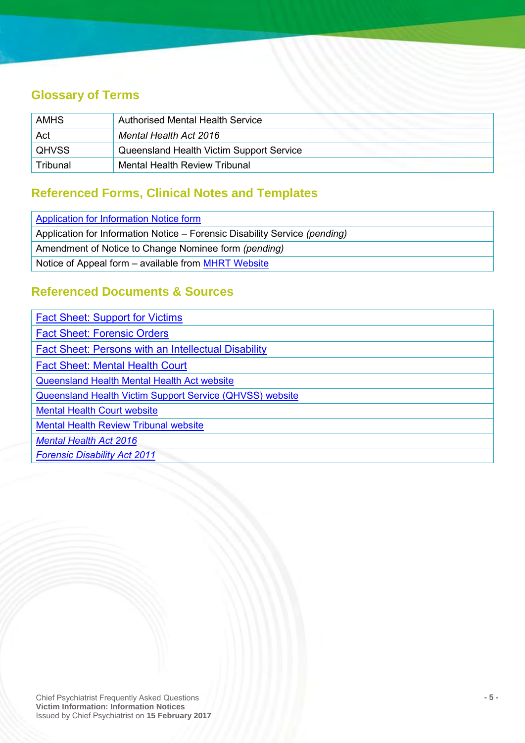## Glossary of Terms

| | |
|---|---|
| AMHS | Authorised Mental Health Service |
| Act | *Mental Health Act 2016* |
| QHVSS | Queensland Health Victim Support Service |
| Tribunal | Mental Health Review Tribunal |

## Referenced Forms, Clinical Notes and Templates

| |
|---|
| Application for Information Notice form |
| Application for Information Notice – Forensic Disability Service *(pending)* |
| Amendment of Notice to Change Nominee form *(pending)* |
| Notice of Appeal form – available from MHRT Website |

## Referenced Documents & Sources

| |
|---|
| Fact Sheet: Support for Victims |
| Fact Sheet: Forensic Orders |
| Fact Sheet: Persons with an Intellectual Disability |
| Fact Sheet: Mental Health Court |
| Queensland Health Mental Health Act website |
| Queensland Health Victim Support Service (QHVSS) website |
| Mental Health Court website |
| Mental Health Review Tribunal website |
| *Mental Health Act 2016* |
| *Forensic Disability Act 2011* |